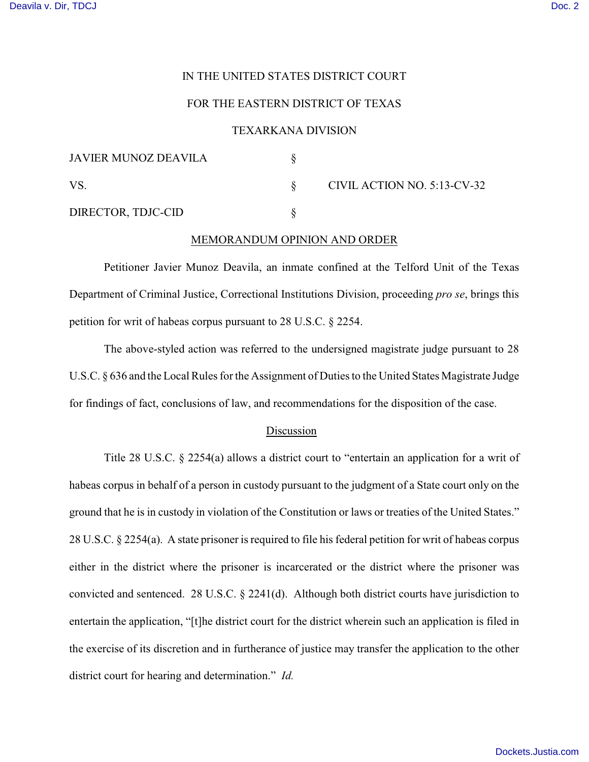IN THE UNITED STATES DISTRICT COURT

FOR THE EASTERN DISTRICT OF TEXAS

TEXARKANA DIVISION

| | | |
|---|---|---|
| JAVIER MUNOZ DEAVILA | § | |
| VS. | § | CIVIL ACTION NO. 5:13-CV-32 |
| DIRECTOR, TDJC-CID | § | |

MEMORANDUM OPINION AND ORDER

Petitioner Javier Munoz Deavila, an inmate confined at the Telford Unit of the Texas Department of Criminal Justice, Correctional Institutions Division, proceeding *pro se*, brings this petition for writ of habeas corpus pursuant to 28 U.S.C. § 2254.

The above-styled action was referred to the undersigned magistrate judge pursuant to 28 U.S.C. § 636 and the Local Rules for the Assignment of Duties to the United States Magistrate Judge for findings of fact, conclusions of law, and recommendations for the disposition of the case.

Discussion

Title 28 U.S.C. § 2254(a) allows a district court to "entertain an application for a writ of habeas corpus in behalf of a person in custody pursuant to the judgment of a State court only on the ground that he is in custody in violation of the Constitution or laws or treaties of the United States." 28 U.S.C. § 2254(a). A state prisoner is required to file his federal petition for writ of habeas corpus either in the district where the prisoner is incarcerated or the district where the prisoner was convicted and sentenced. 28 U.S.C. § 2241(d). Although both district courts have jurisdiction to entertain the application, "[t]he district court for the district wherein such an application is filed in the exercise of its discretion and in furtherance of justice may transfer the application to the other district court for hearing and determination." *Id.*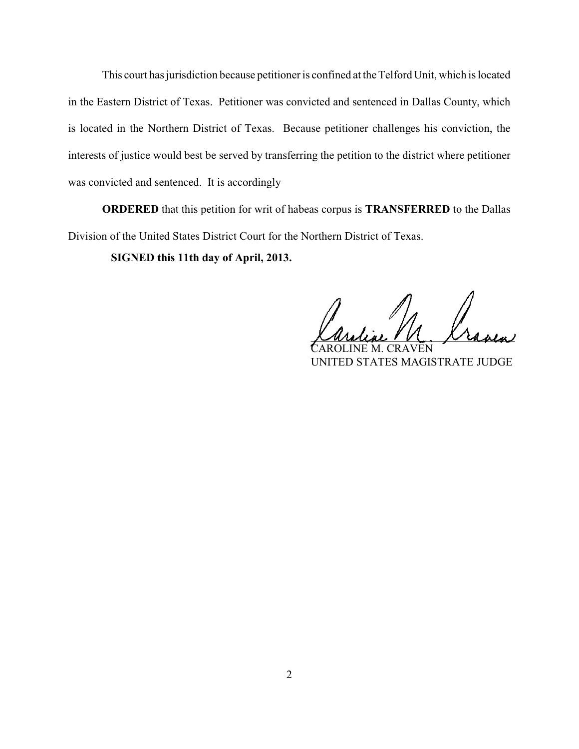This court has jurisdiction because petitioner is confined at the Telford Unit, which is located in the Eastern District of Texas. Petitioner was convicted and sentenced in Dallas County, which is located in the Northern District of Texas. Because petitioner challenges his conviction, the interests of justice would best be served by transferring the petition to the district where petitioner was convicted and sentenced. It is accordingly

**ORDERED** that this petition for writ of habeas corpus is **TRANSFERRED** to the Dallas Division of the United States District Court for the Northern District of Texas.

**SIGNED this 11th day of April, 2013.**

CAROLINE M. CRAVEN
UNITED STATES MAGISTRATE JUDGE